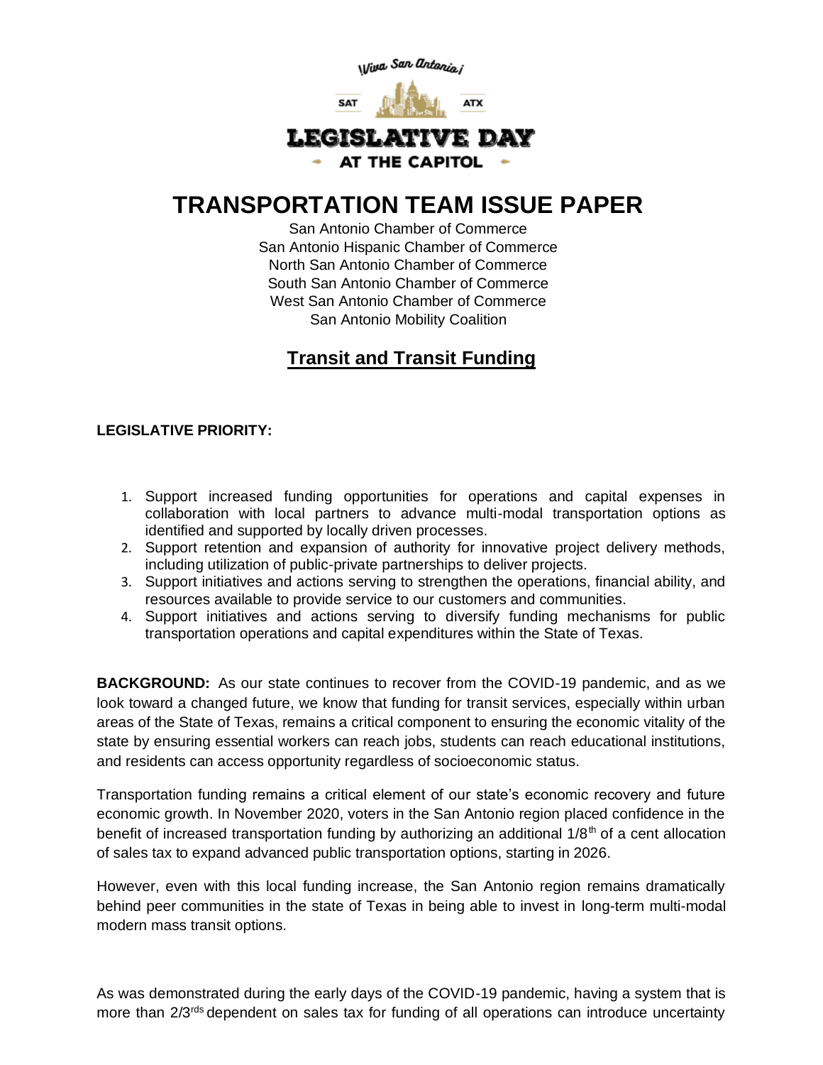Viva San Antonio ¡

SAT ATX

LEGISLATIVE DAY

AT THE CAPITOL

# TRANSPORTATION TEAM ISSUE PAPER

San Antonio Chamber of Commerce
San Antonio Hispanic Chamber of Commerce
North San Antonio Chamber of Commerce
South San Antonio Chamber of Commerce
West San Antonio Chamber of Commerce
San Antonio Mobility Coalition

## Transit and Transit Funding

**LEGISLATIVE PRIORITY:**

1. Support increased funding opportunities for operations and capital expenses in collaboration with local partners to advance multi-modal transportation options as identified and supported by locally driven processes.
2. Support retention and expansion of authority for innovative project delivery methods, including utilization of public-private partnerships to deliver projects.
3. Support initiatives and actions serving to strengthen the operations, financial ability, and resources available to provide service to our customers and communities.
4. Support initiatives and actions serving to diversify funding mechanisms for public transportation operations and capital expenditures within the State of Texas.

**BACKGROUND:** As our state continues to recover from the COVID-19 pandemic, and as we look toward a changed future, we know that funding for transit services, especially within urban areas of the State of Texas, remains a critical component to ensuring the economic vitality of the state by ensuring essential workers can reach jobs, students can reach educational institutions, and residents can access opportunity regardless of socioeconomic status.

Transportation funding remains a critical element of our state's economic recovery and future economic growth. In November 2020, voters in the San Antonio region placed confidence in the benefit of increased transportation funding by authorizing an additional 1/8th of a cent allocation of sales tax to expand advanced public transportation options, starting in 2026.

However, even with this local funding increase, the San Antonio region remains dramatically behind peer communities in the state of Texas in being able to invest in long-term multi-modal modern mass transit options.

As was demonstrated during the early days of the COVID-19 pandemic, having a system that is more than 2/3rds dependent on sales tax for funding of all operations can introduce uncertainty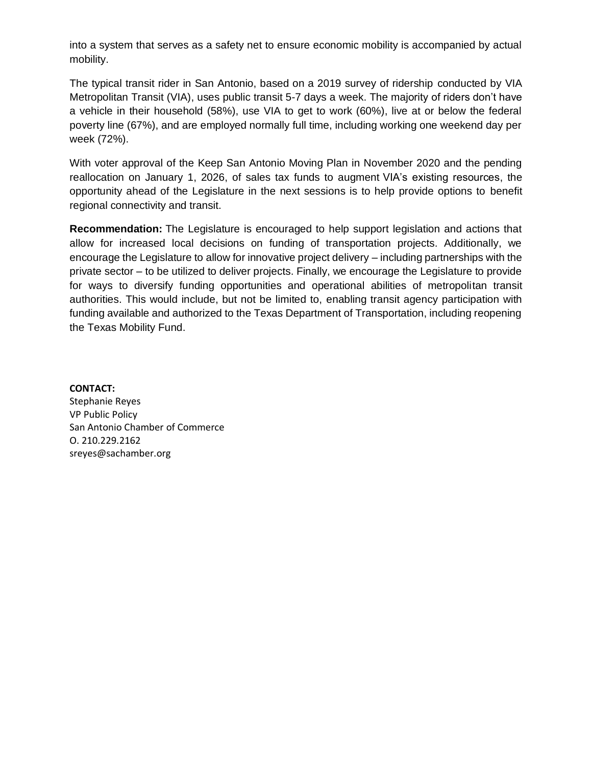into a system that serves as a safety net to ensure economic mobility is accompanied by actual mobility.

The typical transit rider in San Antonio, based on a 2019 survey of ridership conducted by VIA Metropolitan Transit (VIA), uses public transit 5-7 days a week. The majority of riders don't have a vehicle in their household (58%), use VIA to get to work (60%), live at or below the federal poverty line (67%), and are employed normally full time, including working one weekend day per week (72%).

With voter approval of the Keep San Antonio Moving Plan in November 2020 and the pending reallocation on January 1, 2026, of sales tax funds to augment VIA's existing resources, the opportunity ahead of the Legislature in the next sessions is to help provide options to benefit regional connectivity and transit.

**Recommendation:** The Legislature is encouraged to help support legislation and actions that allow for increased local decisions on funding of transportation projects. Additionally, we encourage the Legislature to allow for innovative project delivery – including partnerships with the private sector – to be utilized to deliver projects. Finally, we encourage the Legislature to provide for ways to diversify funding opportunities and operational abilities of metropolitan transit authorities. This would include, but not be limited to, enabling transit agency participation with funding available and authorized to the Texas Department of Transportation, including reopening the Texas Mobility Fund.

**CONTACT:**
Stephanie Reyes
VP Public Policy
San Antonio Chamber of Commerce
O. 210.229.2162
sreyes@sachamber.org